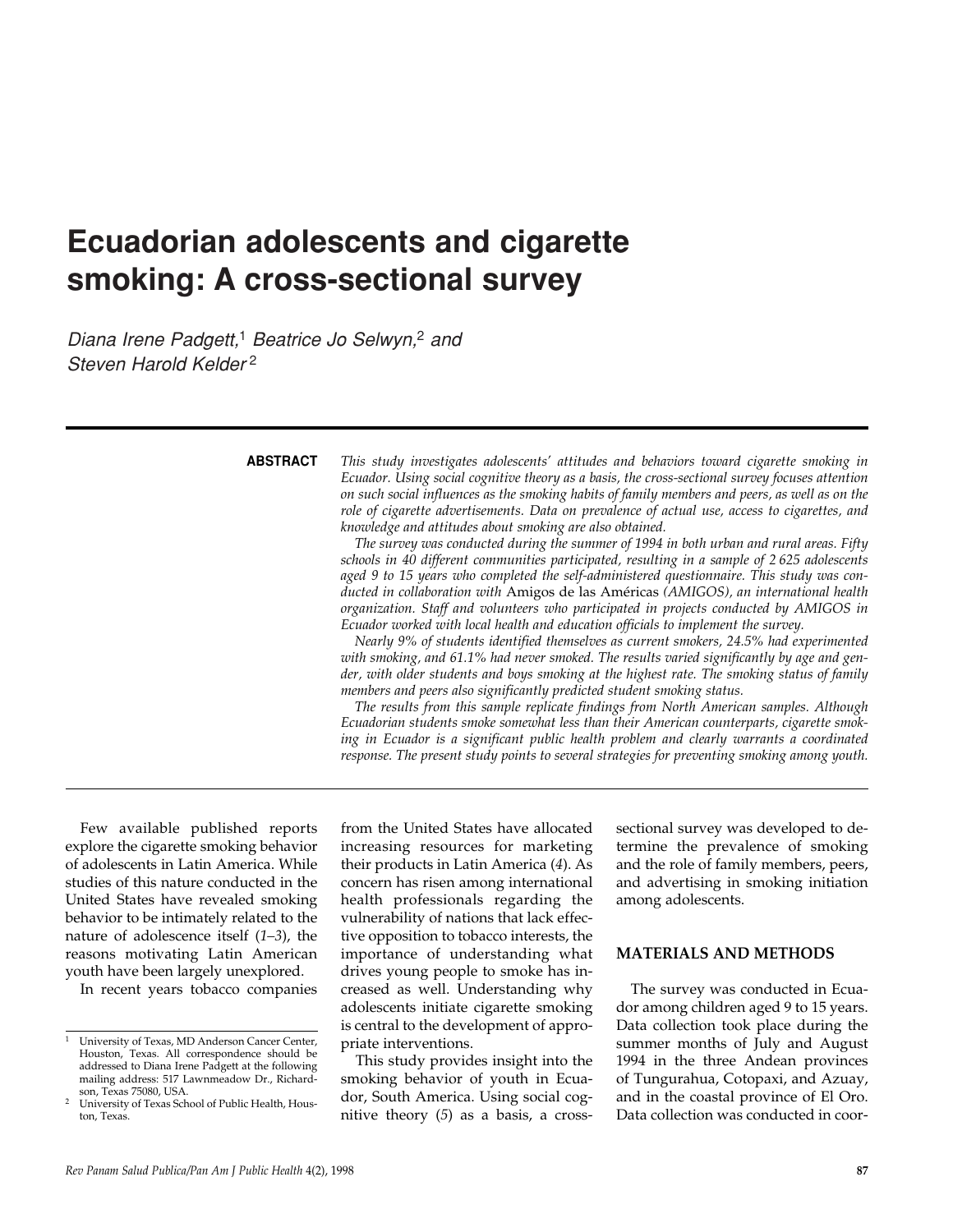# Ecuadorian adolescents and cigarette smoking: A cross-sectional survey

*Diana Irene Padgett,*[1] *Beatrice Jo Selwyn,*[2] *and Steven Harold Kelder*[2]

**ABSTRACT**

*This study investigates adolescents' attitudes and behaviors toward cigarette smoking in Ecuador. Using social cognitive theory as a basis, the cross-sectional survey focuses attention on such social influences as the smoking habits of family members and peers, as well as on the role of cigarette advertisements. Data on prevalence of actual use, access to cigarettes, and knowledge and attitudes about smoking are also obtained.*

*The survey was conducted during the summer of 1994 in both urban and rural areas. Fifty schools in 40 different communities participated, resulting in a sample of 2 625 adolescents aged 9 to 15 years who completed the self-administered questionnaire. This study was conducted in collaboration with* Amigos de las Américas *(AMIGOS), an international health organization. Staff and volunteers who participated in projects conducted by AMIGOS in Ecuador worked with local health and education officials to implement the survey.*

*Nearly 9% of students identified themselves as current smokers, 24.5% had experimented with smoking, and 61.1% had never smoked. The results varied significantly by age and gender, with older students and boys smoking at the highest rate. The smoking status of family members and peers also significantly predicted student smoking status.*

*The results from this sample replicate findings from North American samples. Although Ecuadorian students smoke somewhat less than their American counterparts, cigarette smoking in Ecuador is a significant public health problem and clearly warrants a coordinated response. The present study points to several strategies for preventing smoking among youth.*

---

Few available published reports explore the cigarette smoking behavior of adolescents in Latin America. While studies of this nature conducted in the United States have revealed smoking behavior to be intimately related to the nature of adolescence itself (*1–3*), the reasons motivating Latin American youth have been largely unexplored.

In recent years tobacco companies from the United States have allocated increasing resources for marketing their products in Latin America (*4*). As concern has risen among international health professionals regarding the vulnerability of nations that lack effective opposition to tobacco interests, the importance of understanding what drives young people to smoke has increased as well. Understanding why adolescents initiate cigarette smoking is central to the development of appropriate interventions.

This study provides insight into the smoking behavior of youth in Ecuador, South America. Using social cognitive theory (*5*) as a basis, a cross-sectional survey was developed to determine the prevalence of smoking and the role of family members, peers, and advertising in smoking initiation among adolescents.

## MATERIALS AND METHODS

The survey was conducted in Ecuador among children aged 9 to 15 years. Data collection took place during the summer months of July and August 1994 in the three Andean provinces of Tungurahua, Cotopaxi, and Azuay, and in the coastal province of El Oro. Data collection was conducted in coor-

---

[1] University of Texas, MD Anderson Cancer Center, Houston, Texas. All correspondence should be addressed to Diana Irene Padgett at the following mailing address: 517 Lawnmeadow Dr., Richardson, Texas 75080, USA.

[2] University of Texas School of Public Health, Houston, Texas.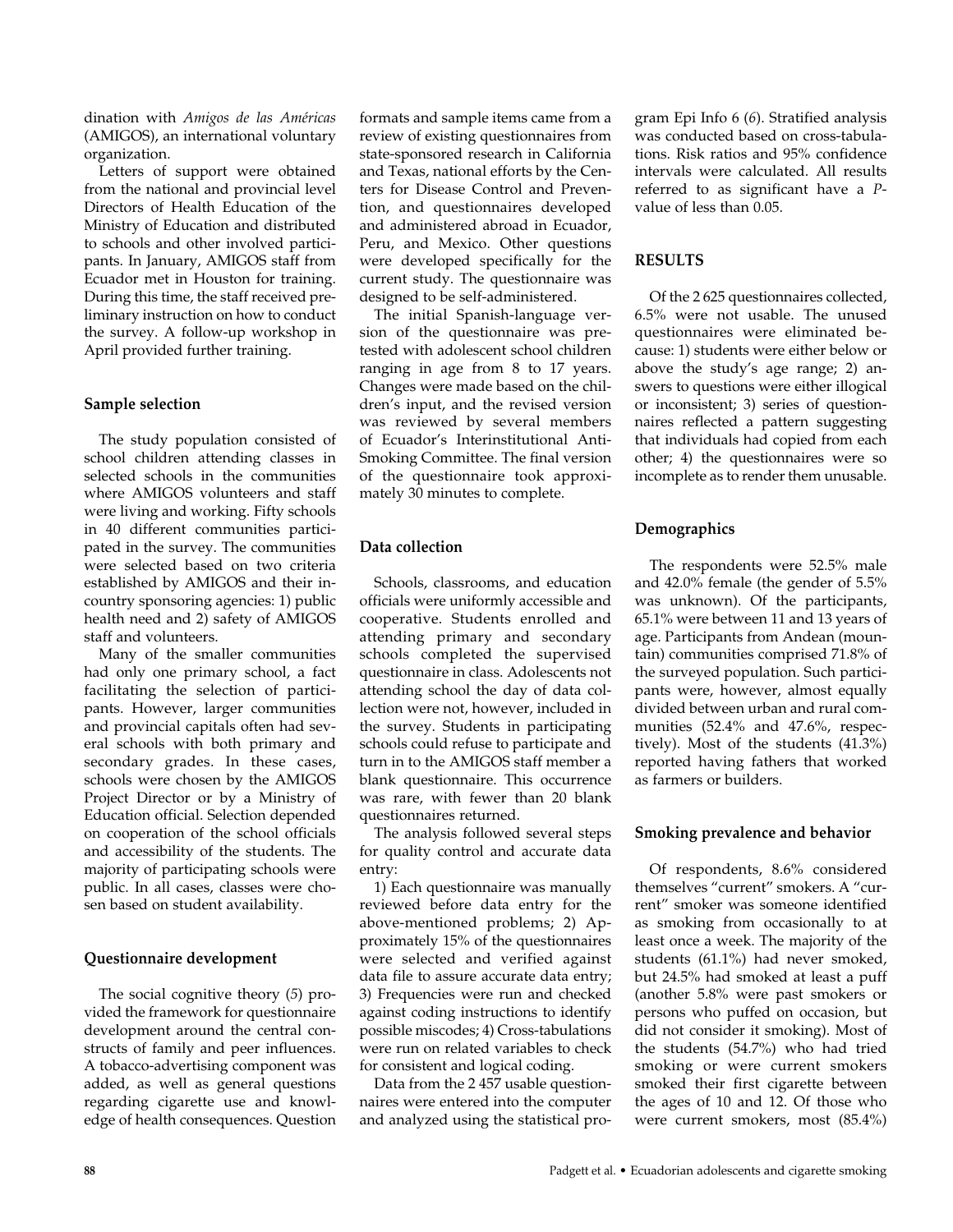dination with *Amigos de las Américas* (AMIGOS), an international voluntary organization.

Letters of support were obtained from the national and provincial level Directors of Health Education of the Ministry of Education and distributed to schools and other involved participants. In January, AMIGOS staff from Ecuador met in Houston for training. During this time, the staff received preliminary instruction on how to conduct the survey. A follow-up workshop in April provided further training.

### Sample selection

The study population consisted of school children attending classes in selected schools in the communities where AMIGOS volunteers and staff were living and working. Fifty schools in 40 different communities participated in the survey. The communities were selected based on two criteria established by AMIGOS and their in-country sponsoring agencies: 1) public health need and 2) safety of AMIGOS staff and volunteers.

Many of the smaller communities had only one primary school, a fact facilitating the selection of participants. However, larger communities and provincial capitals often had several schools with both primary and secondary grades. In these cases, schools were chosen by the AMIGOS Project Director or by a Ministry of Education official. Selection depended on cooperation of the school officials and accessibility of the students. The majority of participating schools were public. In all cases, classes were chosen based on student availability.

### Questionnaire development

The social cognitive theory (*5*) provided the framework for questionnaire development around the central constructs of family and peer influences. A tobacco-advertising component was added, as well as general questions regarding cigarette use and knowledge of health consequences. Question formats and sample items came from a review of existing questionnaires from state-sponsored research in California and Texas, national efforts by the Centers for Disease Control and Prevention, and questionnaires developed and administered abroad in Ecuador, Peru, and Mexico. Other questions were developed specifically for the current study. The questionnaire was designed to be self-administered.

The initial Spanish-language version of the questionnaire was pretested with adolescent school children ranging in age from 8 to 17 years. Changes were made based on the children's input, and the revised version was reviewed by several members of Ecuador's Interinstitutional Anti-Smoking Committee. The final version of the questionnaire took approximately 30 minutes to complete.

### Data collection

Schools, classrooms, and education officials were uniformly accessible and cooperative. Students enrolled and attending primary and secondary schools completed the supervised questionnaire in class. Adolescents not attending school the day of data collection were not, however, included in the survey. Students in participating schools could refuse to participate and turn in to the AMIGOS staff member a blank questionnaire. This occurrence was rare, with fewer than 20 blank questionnaires returned.

The analysis followed several steps for quality control and accurate data entry:

1) Each questionnaire was manually reviewed before data entry for the above-mentioned problems; 2) Approximately 15% of the questionnaires were selected and verified against data file to assure accurate data entry; 3) Frequencies were run and checked against coding instructions to identify possible miscodes; 4) Cross-tabulations were run on related variables to check for consistent and logical coding.

Data from the 2 457 usable questionnaires were entered into the computer and analyzed using the statistical program Epi Info 6 (*6*). Stratified analysis was conducted based on cross-tabulations. Risk ratios and 95% confidence intervals were calculated. All results referred to as significant have a *P*-value of less than 0.05.

## RESULTS

Of the 2 625 questionnaires collected, 6.5% were not usable. The unused questionnaires were eliminated because: 1) students were either below or above the study's age range; 2) answers to questions were either illogical or inconsistent; 3) series of questionnaires reflected a pattern suggesting that individuals had copied from each other; 4) the questionnaires were so incomplete as to render them unusable.

### Demographics

The respondents were 52.5% male and 42.0% female (the gender of 5.5% was unknown). Of the participants, 65.1% were between 11 and 13 years of age. Participants from Andean (mountain) communities comprised 71.8% of the surveyed population. Such participants were, however, almost equally divided between urban and rural communities (52.4% and 47.6%, respectively). Most of the students (41.3%) reported having fathers that worked as farmers or builders.

### Smoking prevalence and behavior

Of respondents, 8.6% considered themselves "current" smokers. A "current" smoker was someone identified as smoking from occasionally to at least once a week. The majority of the students (61.1%) had never smoked, but 24.5% had smoked at least a puff (another 5.8% were past smokers or persons who puffed on occasion, but did not consider it smoking). Most of the students (54.7%) who had tried smoking or were current smokers smoked their first cigarette between the ages of 10 and 12. Of those who were current smokers, most (85.4%)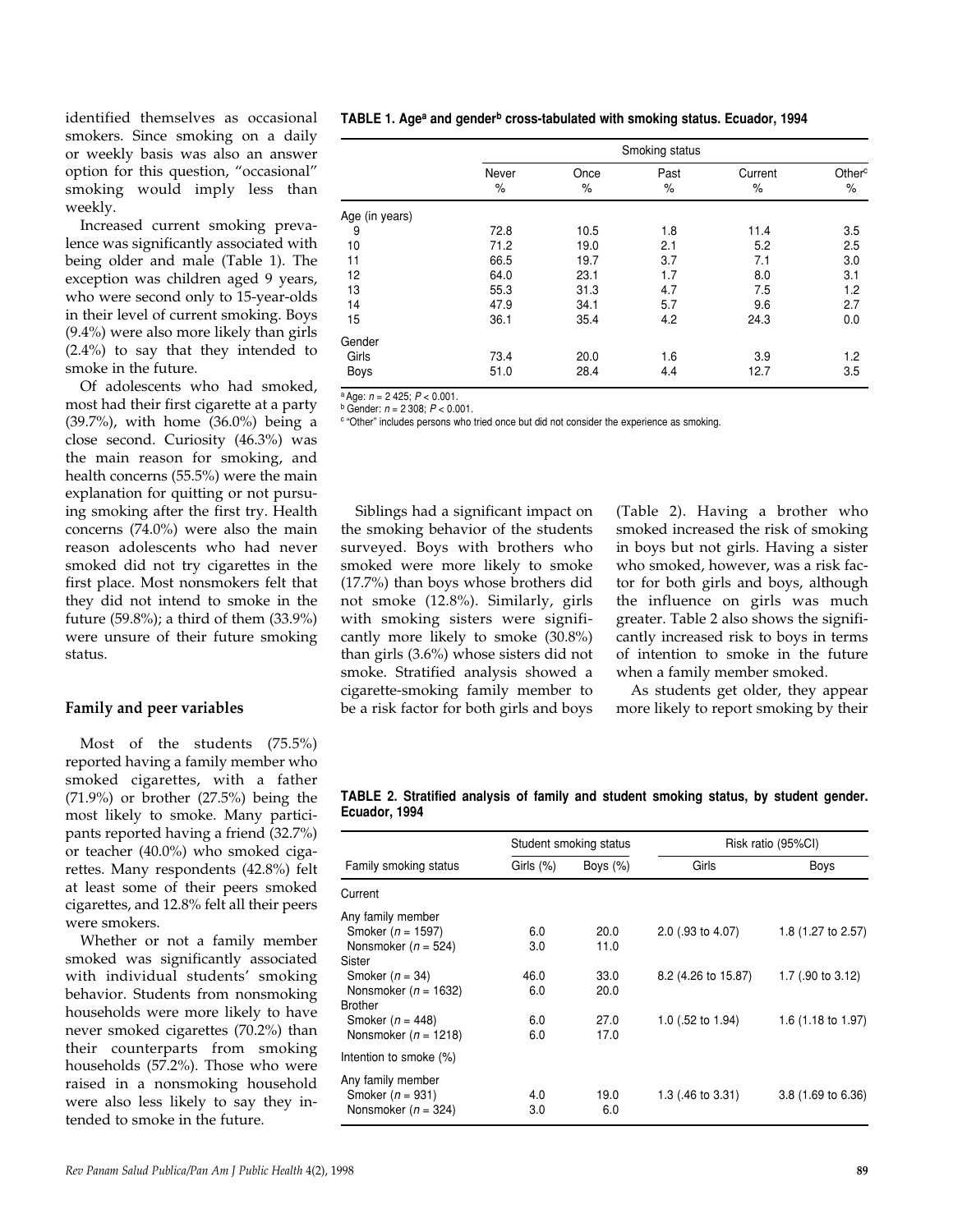identified themselves as occasional smokers. Since smoking on a daily or weekly basis was also an answer option for this question, "occasional" smoking would imply less than weekly.

Increased current smoking prevalence was significantly associated with being older and male (Table 1). The exception was children aged 9 years, who were second only to 15-year-olds in their level of current smoking. Boys (9.4%) were also more likely than girls (2.4%) to say that they intended to smoke in the future.

Of adolescents who had smoked, most had their first cigarette at a party (39.7%), with home (36.0%) being a close second. Curiosity (46.3%) was the main reason for smoking, and health concerns (55.5%) were the main explanation for quitting or not pursuing smoking after the first try. Health concerns (74.0%) were also the main reason adolescents who had never smoked did not try cigarettes in the first place. Most nonsmokers felt that they did not intend to smoke in the future (59.8%); a third of them (33.9%) were unsure of their future smoking status.

**TABLE 1. Age[a] and gender[b] cross-tabulated with smoking status. Ecuador, 1994**

| | Smoking status | | | | |
|---|---|---|---|---|---|
| | Never % | Once % | Past % | Current % | Other[c] % |
| Age (in years) | | | | | |
| 9 | 72.8 | 10.5 | 1.8 | 11.4 | 3.5 |
| 10 | 71.2 | 19.0 | 2.1 | 5.2 | 2.5 |
| 11 | 66.5 | 19.7 | 3.7 | 7.1 | 3.0 |
| 12 | 64.0 | 23.1 | 1.7 | 8.0 | 3.1 |
| 13 | 55.3 | 31.3 | 4.7 | 7.5 | 1.2 |
| 14 | 47.9 | 34.1 | 5.7 | 9.6 | 2.7 |
| 15 | 36.1 | 35.4 | 4.2 | 24.3 | 0.0 |
| Gender | | | | | |
| Girls | 73.4 | 20.0 | 1.6 | 3.9 | 1.2 |
| Boys | 51.0 | 28.4 | 4.4 | 12.7 | 3.5 |

[a] Age: $n$ = 2 425; $P < 0.001$.
[b] Gender: $n$ = 2 308; $P < 0.001$.
[c] "Other" includes persons who tried once but did not consider the experience as smoking.

## Family and peer variables

Most of the students (75.5%) reported having a family member who smoked cigarettes, with a father (71.9%) or brother (27.5%) being the most likely to smoke. Many participants reported having a friend (32.7%) or teacher (40.0%) who smoked cigarettes. Many respondents (42.8%) felt at least some of their peers smoked cigarettes, and 12.8% felt all their peers were smokers.

Whether or not a family member smoked was significantly associated with individual students' smoking behavior. Students from nonsmoking households were more likely to have never smoked cigarettes (70.2%) than their counterparts from smoking households (57.2%). Those who were raised in a nonsmoking household were also less likely to say they intended to smoke in the future.

Siblings had a significant impact on the smoking behavior of the students surveyed. Boys with brothers who smoked were more likely to smoke (17.7%) than boys whose brothers did not smoke (12.8%). Similarly, girls with smoking sisters were significantly more likely to smoke (30.8%) than girls (3.6%) whose sisters did not smoke. Stratified analysis showed a cigarette-smoking family member to be a risk factor for both girls and boys (Table 2). Having a brother who smoked increased the risk of smoking in boys but not girls. Having a sister who smoked, however, was a risk factor for both girls and boys, although the influence on girls was much greater. Table 2 also shows the significantly increased risk to boys in terms of intention to smoke in the future when a family member smoked.

As students get older, they appear more likely to report smoking by their

**TABLE 2. Stratified analysis of family and student smoking status, by student gender. Ecuador, 1994**

| Family smoking status | Student smoking status | | Risk ratio (95%CI) | |
|---|---|---|---|---|
| | Girls (%) | Boys (%) | Girls | Boys |
| Current | | | | |
| Any family member | | | | |
| Smoker ($n$ = 1597) | 6.0 | 20.0 | 2.0 (.93 to 4.07) | 1.8 (1.27 to 2.57) |
| Nonsmoker ($n$ = 524) | 3.0 | 11.0 | | |
| Sister | | | | |
| Smoker ($n$ = 34) | 46.0 | 33.0 | 8.2 (4.26 to 15.87) | 1.7 (.90 to 3.12) |
| Nonsmoker ($n$ = 1632) | 6.0 | 20.0 | | |
| Brother | | | | |
| Smoker ($n$ = 448) | 6.0 | 27.0 | 1.0 (.52 to 1.94) | 1.6 (1.18 to 1.97) |
| Nonsmoker ($n$ = 1218) | 6.0 | 17.0 | | |
| Intention to smoke (%) | | | | |
| Any family member | | | | |
| Smoker ($n$ = 931) | 4.0 | 19.0 | 1.3 (.46 to 3.31) | 3.8 (1.69 to 6.36) |
| Nonsmoker ($n$ = 324) | 3.0 | 6.0 | | |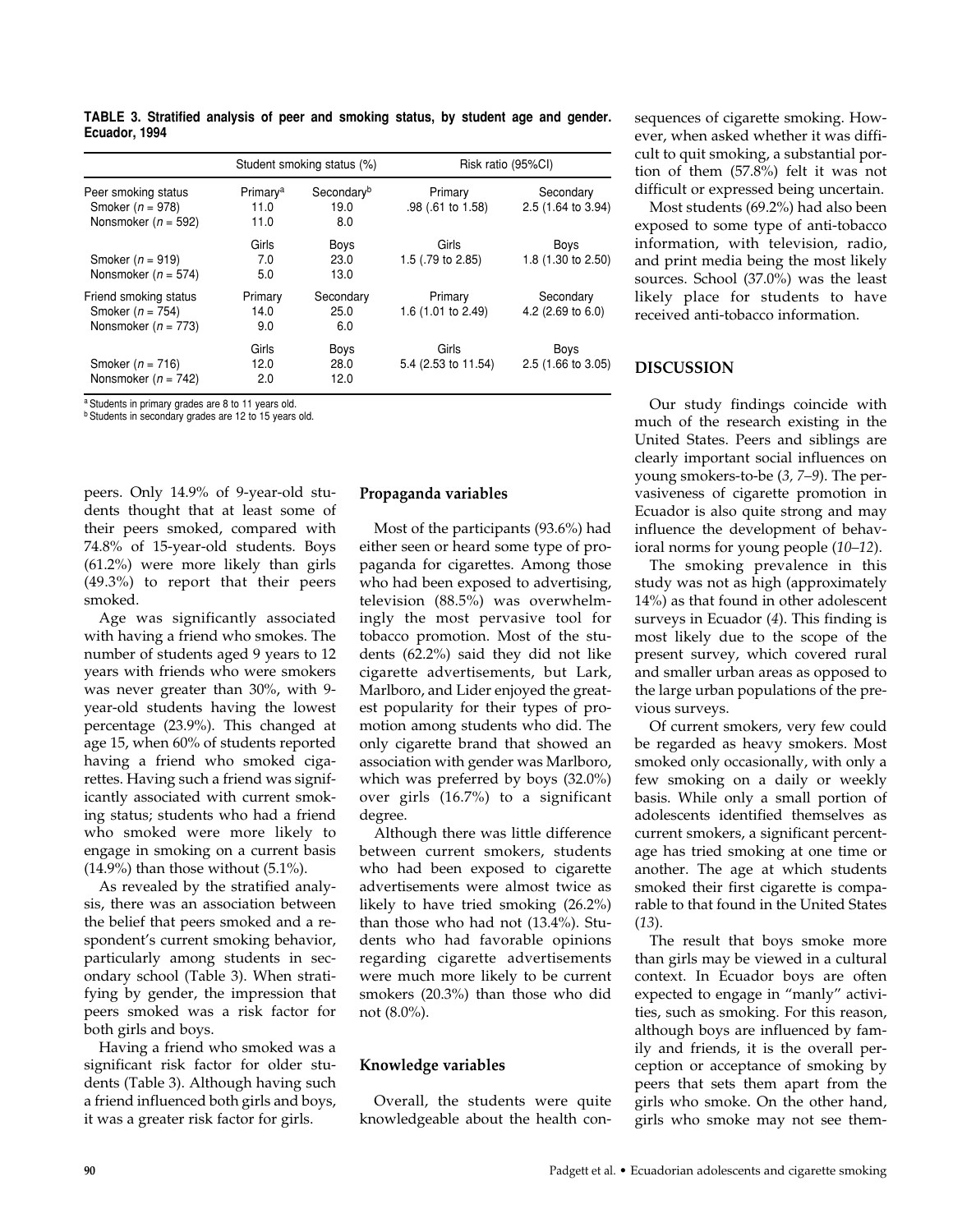**TABLE 3. Stratified analysis of peer and smoking status, by student age and gender. Ecuador, 1994**

| | Student smoking status (%) | | Risk ratio (95%CI) | |
|---|---|---|---|---|
| Peer smoking status | Primary[a] | Secondary[b] | Primary | Secondary |
| Smoker ($n$ = 978) | 11.0 | 19.0 | .98 (.61 to 1.58) | 2.5 (1.64 to 3.94) |
| Nonsmoker ($n$ = 592) | 11.0 | 8.0 | | |
| | Girls | Boys | Girls | Boys |
| Smoker ($n$ = 919) | 7.0 | 23.0 | 1.5 (.79 to 2.85) | 1.8 (1.30 to 2.50) |
| Nonsmoker ($n$ = 574) | 5.0 | 13.0 | | |
| Friend smoking status | Primary | Secondary | Primary | Secondary |
| Smoker ($n$ = 754) | 14.0 | 25.0 | 1.6 (1.01 to 2.49) | 4.2 (2.69 to 6.0) |
| Nonsmoker ($n$ = 773) | 9.0 | 6.0 | | |
| | Girls | Boys | Girls | Boys |
| Smoker ($n$ = 716) | 12.0 | 28.0 | 5.4 (2.53 to 11.54) | 2.5 (1.66 to 3.05) |
| Nonsmoker ($n$ = 742) | 2.0 | 12.0 | | |

[a] Students in primary grades are 8 to 11 years old.
[b] Students in secondary grades are 12 to 15 years old.

peers. Only 14.9% of 9-year-old students thought that at least some of their peers smoked, compared with 74.8% of 15-year-old students. Boys (61.2%) were more likely than girls (49.3%) to report that their peers smoked.

Age was significantly associated with having a friend who smokes. The number of students aged 9 years to 12 years with friends who were smokers was never greater than 30%, with 9-year-old students having the lowest percentage (23.9%). This changed at age 15, when 60% of students reported having a friend who smoked cigarettes. Having such a friend was significantly associated with current smoking status; students who had a friend who smoked were more likely to engage in smoking on a current basis (14.9%) than those without (5.1%).

As revealed by the stratified analysis, there was an association between the belief that peers smoked and a respondent's current smoking behavior, particularly among students in secondary school (Table 3). When stratifying by gender, the impression that peers smoked was a risk factor for both girls and boys.

Having a friend who smoked was a significant risk factor for older students (Table 3). Although having such a friend influenced both girls and boys, it was a greater risk factor for girls.

### Propaganda variables

Most of the participants (93.6%) had either seen or heard some type of propaganda for cigarettes. Among those who had been exposed to advertising, television (88.5%) was overwhelmingly the most pervasive tool for tobacco promotion. Most of the students (62.2%) said they did not like cigarette advertisements, but Lark, Marlboro, and Lider enjoyed the greatest popularity for their types of promotion among students who did. The only cigarette brand that showed an association with gender was Marlboro, which was preferred by boys (32.0%) over girls (16.7%) to a significant degree.

Although there was little difference between current smokers, students who had been exposed to cigarette advertisements were almost twice as likely to have tried smoking (26.2%) than those who had not (13.4%). Students who had favorable opinions regarding cigarette advertisements were much more likely to be current smokers (20.3%) than those who did not (8.0%).

### Knowledge variables

Overall, the students were quite knowledgeable about the health consequences of cigarette smoking. However, when asked whether it was difficult to quit smoking, a substantial portion of them (57.8%) felt it was not difficult or expressed being uncertain.

Most students (69.2%) had also been exposed to some type of anti-tobacco information, with television, radio, and print media being the most likely sources. School (37.0%) was the least likely place for students to have received anti-tobacco information.

## DISCUSSION

Our study findings coincide with much of the research existing in the United States. Peers and siblings are clearly important social influences on young smokers-to-be (*3, 7–9*). The pervasiveness of cigarette promotion in Ecuador is also quite strong and may influence the development of behavioral norms for young people (*10–12*).

The smoking prevalence in this study was not as high (approximately 14%) as that found in other adolescent surveys in Ecuador (*4*). This finding is most likely due to the scope of the present survey, which covered rural and smaller urban areas as opposed to the large urban populations of the previous surveys.

Of current smokers, very few could be regarded as heavy smokers. Most smoked only occasionally, with only a few smoking on a daily or weekly basis. While only a small portion of adolescents identified themselves as current smokers, a significant percentage has tried smoking at one time or another. The age at which students smoked their first cigarette is comparable to that found in the United States (*13*).

The result that boys smoke more than girls may be viewed in a cultural context. In Ecuador boys are often expected to engage in "manly" activities, such as smoking. For this reason, although boys are influenced by family and friends, it is the overall perception or acceptance of smoking by peers that sets them apart from the girls who smoke. On the other hand, girls who smoke may not see them-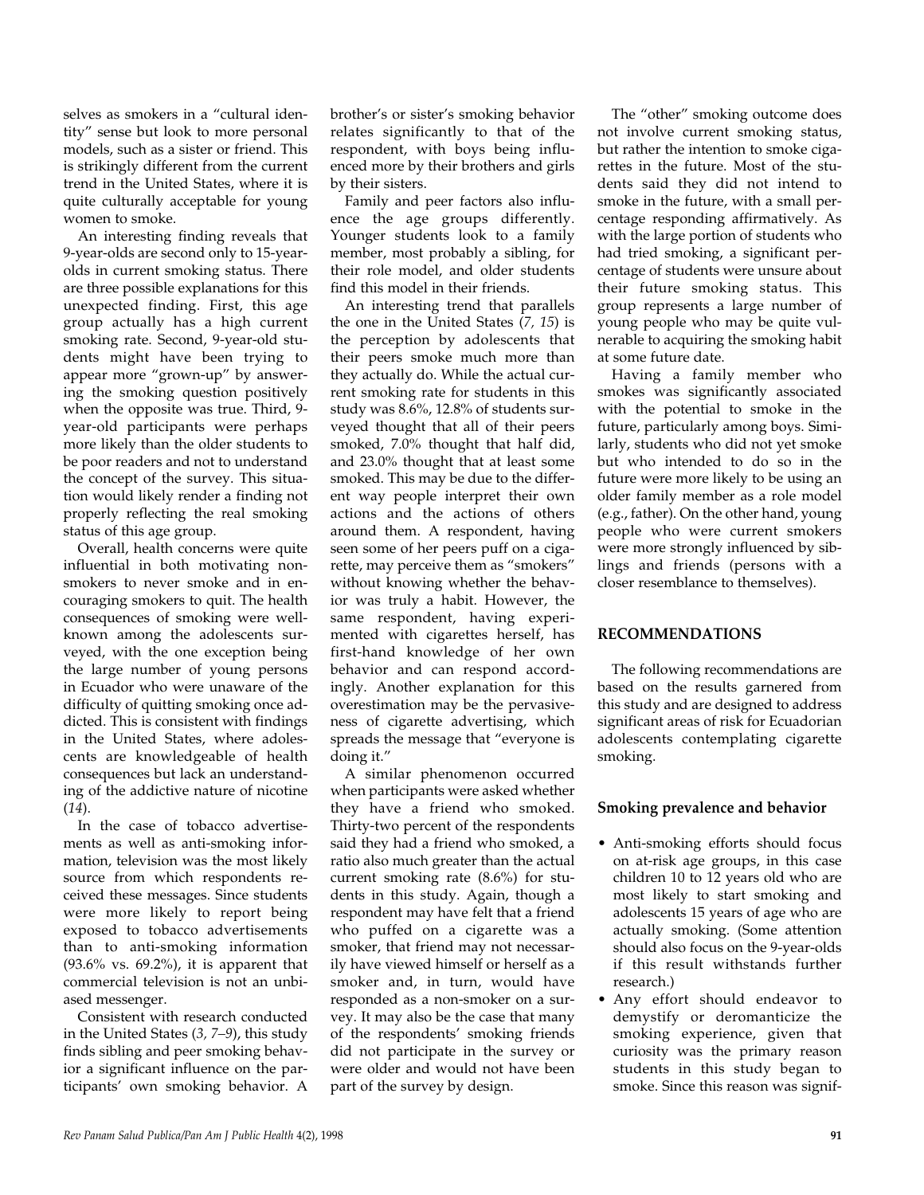selves as smokers in a "cultural identity" sense but look to more personal models, such as a sister or friend. This is strikingly different from the current trend in the United States, where it is quite culturally acceptable for young women to smoke.

An interesting finding reveals that 9-year-olds are second only to 15-year-olds in current smoking status. There are three possible explanations for this unexpected finding. First, this age group actually has a high current smoking rate. Second, 9-year-old students might have been trying to appear more "grown-up" by answering the smoking question positively when the opposite was true. Third, 9-year-old participants were perhaps more likely than the older students to be poor readers and not to understand the concept of the survey. This situation would likely render a finding not properly reflecting the real smoking status of this age group.

Overall, health concerns were quite influential in both motivating nonsmokers to never smoke and in encouraging smokers to quit. The health consequences of smoking were well-known among the adolescents surveyed, with the one exception being the large number of young persons in Ecuador who were unaware of the difficulty of quitting smoking once addicted. This is consistent with findings in the United States, where adolescents are knowledgeable of health consequences but lack an understanding of the addictive nature of nicotine (*14*).

In the case of tobacco advertisements as well as anti-smoking information, television was the most likely source from which respondents received these messages. Since students were more likely to report being exposed to tobacco advertisements than to anti-smoking information (93.6% vs. 69.2%), it is apparent that commercial television is not an unbiased messenger.

Consistent with research conducted in the United States (*3, 7–9*), this study finds sibling and peer smoking behavior a significant influence on the participants' own smoking behavior. A brother's or sister's smoking behavior relates significantly to that of the respondent, with boys being influenced more by their brothers and girls by their sisters.

Family and peer factors also influence the age groups differently. Younger students look to a family member, most probably a sibling, for their role model, and older students find this model in their friends.

An interesting trend that parallels the one in the United States (*7, 15*) is the perception by adolescents that their peers smoke much more than they actually do. While the actual current smoking rate for students in this study was 8.6%, 12.8% of students surveyed thought that all of their peers smoked, 7.0% thought that half did, and 23.0% thought that at least some smoked. This may be due to the different way people interpret their own actions and the actions of others around them. A respondent, having seen some of her peers puff on a cigarette, may perceive them as "smokers" without knowing whether the behavior was truly a habit. However, the same respondent, having experimented with cigarettes herself, has first-hand knowledge of her own behavior and can respond accordingly. Another explanation for this overestimation may be the pervasiveness of cigarette advertising, which spreads the message that "everyone is doing it."

A similar phenomenon occurred when participants were asked whether they have a friend who smoked. Thirty-two percent of the respondents said they had a friend who smoked, a ratio also much greater than the actual current smoking rate (8.6%) for students in this study. Again, though a respondent may have felt that a friend who puffed on a cigarette was a smoker, that friend may not necessarily have viewed himself or herself as a smoker and, in turn, would have responded as a non-smoker on a survey. It may also be the case that many of the respondents' smoking friends did not participate in the survey or were older and would not have been part of the survey by design.

The "other" smoking outcome does not involve current smoking status, but rather the intention to smoke cigarettes in the future. Most of the students said they did not intend to smoke in the future, with a small percentage responding affirmatively. As with the large portion of students who had tried smoking, a significant percentage of students were unsure about their future smoking status. This group represents a large number of young people who may be quite vulnerable to acquiring the smoking habit at some future date.

Having a family member who smokes was significantly associated with the potential to smoke in the future, particularly among boys. Similarly, students who did not yet smoke but who intended to do so in the future were more likely to be using an older family member as a role model (e.g., father). On the other hand, young people who were current smokers were more strongly influenced by siblings and friends (persons with a closer resemblance to themselves).

## RECOMMENDATIONS

The following recommendations are based on the results garnered from this study and are designed to address significant areas of risk for Ecuadorian adolescents contemplating cigarette smoking.

### Smoking prevalence and behavior

- Anti-smoking efforts should focus on at-risk age groups, in this case children 10 to 12 years old who are most likely to start smoking and adolescents 15 years of age who are actually smoking. (Some attention should also focus on the 9-year-olds if this result withstands further research.)
- Any effort should endeavor to demystify or deromanticize the smoking experience, given that curiosity was the primary reason students in this study began to smoke. Since this reason was signif-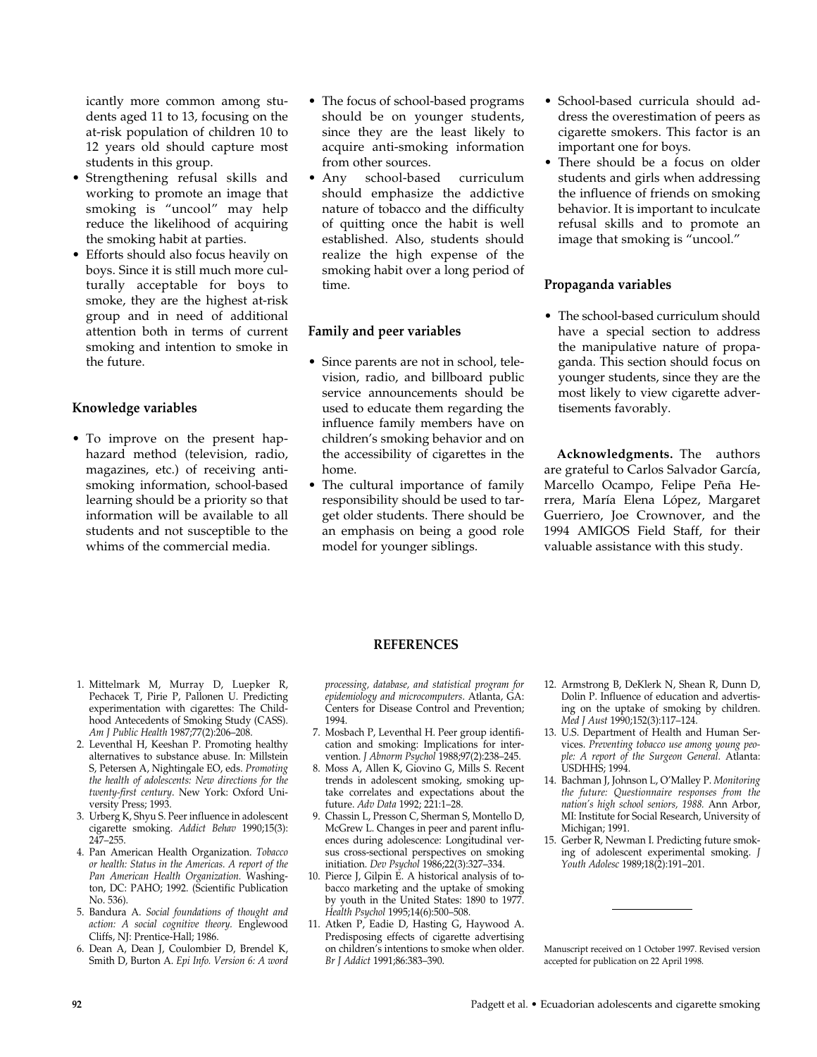icantly more common among students aged 11 to 13, focusing on the at-risk population of children 10 to 12 years old should capture most students in this group.

- Strengthening refusal skills and working to promote an image that smoking is "uncool" may help reduce the likelihood of acquiring the smoking habit at parties.
- Efforts should also focus heavily on boys. Since it is still much more culturally acceptable for boys to smoke, they are the highest at-risk group and in need of additional attention both in terms of current smoking and intention to smoke in the future.

### Knowledge variables

- To improve on the present haphazard method (television, radio, magazines, etc.) of receiving antismoking information, school-based learning should be a priority so that information will be available to all students and not susceptible to the whims of the commercial media.
- The focus of school-based programs should be on younger students, since they are the least likely to acquire anti-smoking information from other sources.
- Any school-based curriculum should emphasize the addictive nature of tobacco and the difficulty of quitting once the habit is well established. Also, students should realize the high expense of the smoking habit over a long period of time.

### Family and peer variables

- Since parents are not in school, television, radio, and billboard public service announcements should be used to educate them regarding the influence family members have on children's smoking behavior and on the accessibility of cigarettes in the home.
- The cultural importance of family responsibility should be used to target older students. There should be an emphasis on being a good role model for younger siblings.
- School-based curricula should address the overestimation of peers as cigarette smokers. This factor is an important one for boys.
- There should be a focus on older students and girls when addressing the influence of friends on smoking behavior. It is important to inculcate refusal skills and to promote an image that smoking is "uncool."

### Propaganda variables

- The school-based curriculum should have a special section to address the manipulative nature of propaganda. This section should focus on younger students, since they are the most likely to view cigarette advertisements favorably.

**Acknowledgments.** The authors are grateful to Carlos Salvador García, Marcello Ocampo, Felipe Peña Herrera, María Elena López, Margaret Guerriero, Joe Crownover, and the 1994 AMIGOS Field Staff, for their valuable assistance with this study.

## REFERENCES

1. Mittelmark M, Murray D, Luepker R, Pechacek T, Pirie P, Pallonen U. Predicting experimentation with cigarettes: The Childhood Antecedents of Smoking Study (CASS). *Am J Public Health* 1987;77(2):206–208.
2. Leventhal H, Keeshan P. Promoting healthy alternatives to substance abuse. In: Millstein S, Petersen A, Nightingale EO, eds. *Promoting the health of adolescents: New directions for the twenty-first century*. New York: Oxford University Press; 1993.
3. Urberg K, Shyu S. Peer influence in adolescent cigarette smoking. *Addict Behav* 1990;15(3): 247–255.
4. Pan American Health Organization. *Tobacco or health: Status in the Americas. A report of the Pan American Health Organization.* Washington, DC: PAHO; 1992. (Scientific Publication No. 536).
5. Bandura A. *Social foundations of thought and action: A social cognitive theory.* Englewood Cliffs, NJ: Prentice-Hall; 1986.
6. Dean A, Dean J, Coulombier D, Brendel K, Smith D, Burton A. *Epi Info. Version 6: A word processing, database, and statistical program for epidemiology and microcomputers.* Atlanta, GA: Centers for Disease Control and Prevention; 1994.
7. Mosbach P, Leventhal H. Peer group identification and smoking: Implications for intervention. *J Abnorm Psychol* 1988;97(2):238–245.
8. Moss A, Allen K, Giovino G, Mills S. Recent trends in adolescent smoking, smoking uptake correlates and expectations about the future. *Adv Data* 1992; 221:1–28.
9. Chassin L, Presson C, Sherman S, Montello D, McGrew L. Changes in peer and parent influences during adolescence: Longitudinal versus cross-sectional perspectives on smoking initiation. *Dev Psychol* 1986;22(3):327–334.
10. Pierce J, Gilpin E. A historical analysis of tobacco marketing and the uptake of smoking by youth in the United States: 1890 to 1977. *Health Psychol* 1995;14(6):500–508.
11. Atken P, Eadie D, Hasting G, Haywood A. Predisposing effects of cigarette advertising on children's intentions to smoke when older. *Br J Addict* 1991;86:383–390.
12. Armstrong B, DeKlerk N, Shean R, Dunn D, Dolin P. Influence of education and advertising on the uptake of smoking by children. *Med J Aust* 1990;152(3):117–124.
13. U.S. Department of Health and Human Services. *Preventing tobacco use among young people: A report of the Surgeon General.* Atlanta: USDHHS; 1994.
14. Bachman J, Johnson L, O'Malley P. *Monitoring the future: Questionnaire responses from the nation's high school seniors, 1988.* Ann Arbor, MI: Institute for Social Research, University of Michigan; 1991.
15. Gerber R, Newman I. Predicting future smoking of adolescent experimental smoking. *J Youth Adolesc* 1989;18(2):191–201.

---

Manuscript received on 1 October 1997. Revised version accepted for publication on 22 April 1998.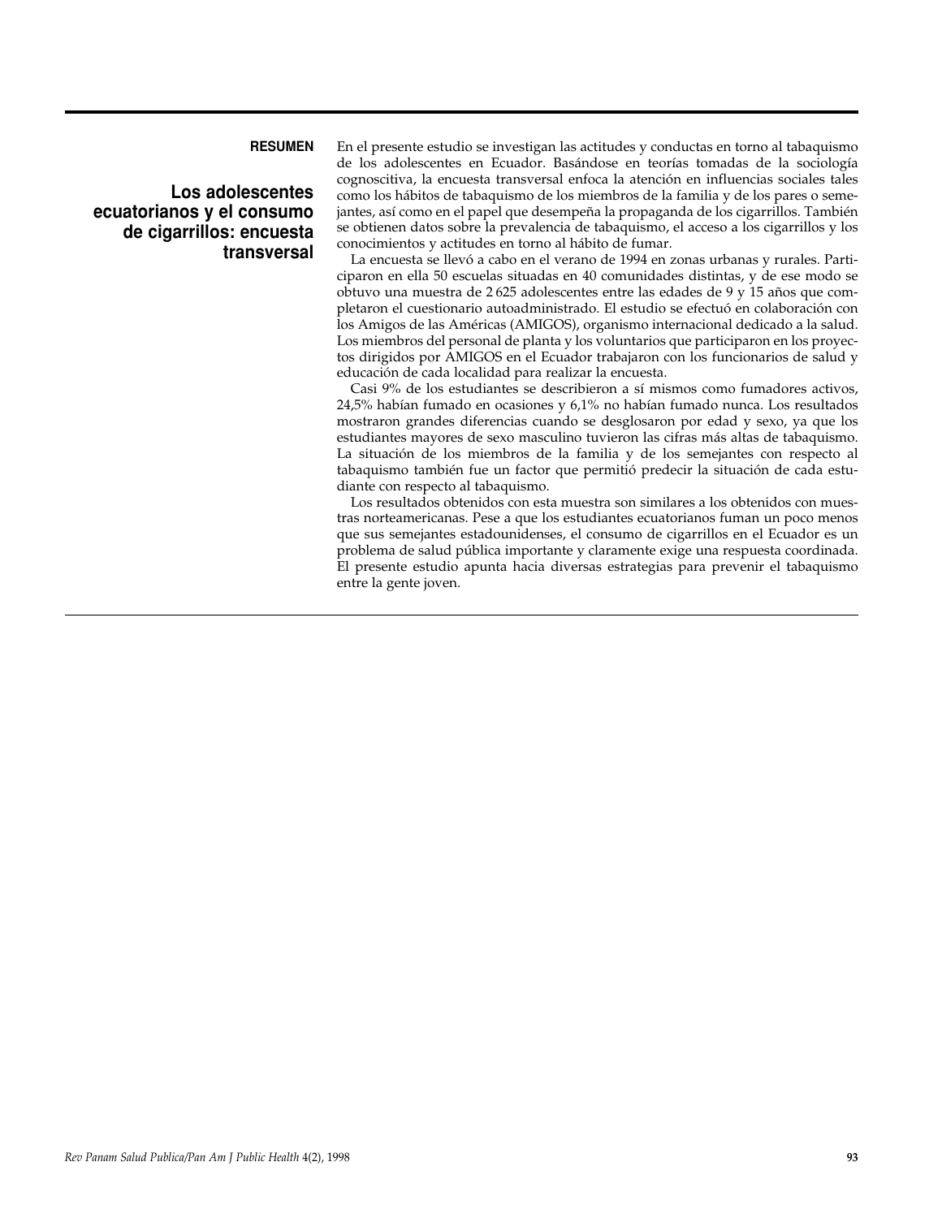**RESUMEN**

## Los adolescentes ecuatorianos y el consumo de cigarrillos: encuesta transversal

En el presente estudio se investigan las actitudes y conductas en torno al tabaquismo de los adolescentes en Ecuador. Basándose en teorías tomadas de la sociología cognoscitiva, la encuesta transversal enfoca la atención en influencias sociales tales como los hábitos de tabaquismo de los miembros de la familia y de los pares o semejantes, así como en el papel que desempeña la propaganda de los cigarrillos. También se obtienen datos sobre la prevalencia de tabaquismo, el acceso a los cigarrillos y los conocimientos y actitudes en torno al hábito de fumar.

La encuesta se llevó a cabo en el verano de 1994 en zonas urbanas y rurales. Participaron en ella 50 escuelas situadas en 40 comunidades distintas, y de ese modo se obtuvo una muestra de 2 625 adolescentes entre las edades de 9 y 15 años que completaron el cuestionario autoadministrado. El estudio se efectuó en colaboración con los Amigos de las Américas (AMIGOS), organismo internacional dedicado a la salud. Los miembros del personal de planta y los voluntarios que participaron en los proyectos dirigidos por AMIGOS en el Ecuador trabajaron con los funcionarios de salud y educación de cada localidad para realizar la encuesta.

Casi 9% de los estudiantes se describieron a sí mismos como fumadores activos, 24,5% habían fumado en ocasiones y 6,1% no habían fumado nunca. Los resultados mostraron grandes diferencias cuando se desglosaron por edad y sexo, ya que los estudiantes mayores de sexo masculino tuvieron las cifras más altas de tabaquismo. La situación de los miembros de la familia y de los semejantes con respecto al tabaquismo también fue un factor que permitió predecir la situación de cada estudiante con respecto al tabaquismo.

Los resultados obtenidos con esta muestra son similares a los obtenidos con muestras norteamericanas. Pese a que los estudiantes ecuatorianos fuman un poco menos que sus semejantes estadounidenses, el consumo de cigarrillos en el Ecuador es un problema de salud pública importante y claramente exige una respuesta coordinada. El presente estudio apunta hacia diversas estrategias para prevenir el tabaquismo entre la gente joven.